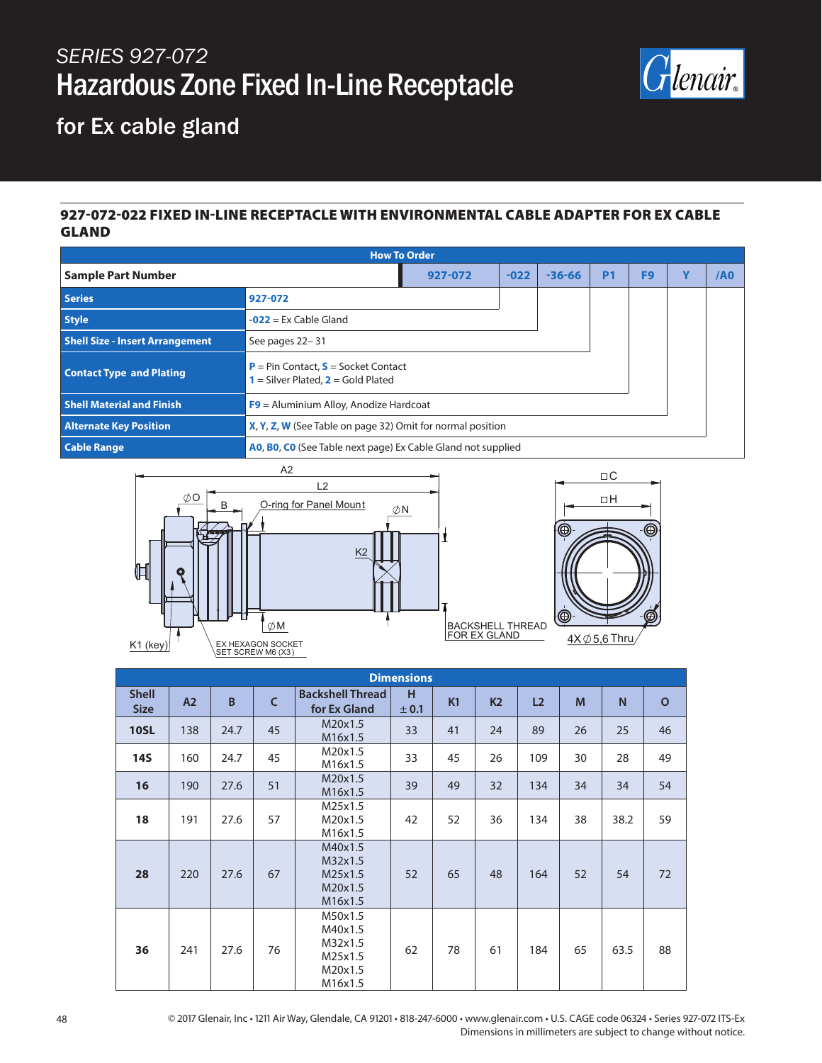# SERIES 927-072

# Hazardous Zone Fixed In-Line Receptacle

## for Ex cable gland

### 927-072-022 FIXED IN-LINE RECEPTACLE WITH ENVIRONMENTAL CABLE ADAPTER FOR EX CABLE GLAND

**How To Order**

| Sample Part Number | 927-072 | -022 | -36-66 | P1 | F9 | Y | /A0 |
|---|---|---|---|---|---|---|---|

| Field | Description |
|---|---|
| Series | 927-072 |
| Style | -022 = Ex Cable Gland |
| Shell Size - Insert Arrangement | See pages 22– 31 |
| Contact Type and Plating | P = Pin Contact, S = Socket Contact<br>1 = Silver Plated, 2 = Gold Plated |
| Shell Material and Finish | F9 = Aluminium Alloy, Anodize Hardcoat |
| Alternate Key Position | X, Y, Z, W (See Table on page 32) Omit for normal position |
| Cable Range | A0, B0, C0 (See Table next page) Ex Cable Gland not supplied |

A2, L2, ∅O, B, O-ring for Panel Mount, ∅N, K2, ∅M, K1 (key), EX HEXAGON SOCKET SET SCREW M6 (X3), BACKSHELL THREAD FOR EX GLAND, □C, □H, 4X ∅5,6 Thru

**Dimensions**

| Shell Size | A2 | B | C | Backshell Thread for Ex Gland | H ± 0.1 | K1 | K2 | L2 | M | N | O |
|---|---|---|---|---|---|---|---|---|---|---|---|
| 10SL | 138 | 24.7 | 45 | M20x1.5<br>M16x1.5 | 33 | 41 | 24 | 89 | 26 | 25 | 46 |
| 14S | 160 | 24.7 | 45 | M20x1.5<br>M16x1.5 | 33 | 45 | 26 | 109 | 30 | 28 | 49 |
| 16 | 190 | 27.6 | 51 | M20x1.5<br>M16x1.5 | 39 | 49 | 32 | 134 | 34 | 34 | 54 |
| 18 | 191 | 27.6 | 57 | M25x1.5<br>M20x1.5<br>M16x1.5 | 42 | 52 | 36 | 134 | 38 | 38.2 | 59 |
| 28 | 220 | 27.6 | 67 | M40x1.5<br>M32x1.5<br>M25x1.5<br>M20x1.5<br>M16x1.5 | 52 | 65 | 48 | 164 | 52 | 54 | 72 |
| 36 | 241 | 27.6 | 76 | M50x1.5<br>M40x1.5<br>M32x1.5<br>M25x1.5<br>M20x1.5<br>M16x1.5 | 62 | 78 | 61 | 184 | 65 | 63.5 | 88 |

© 2017 Glenair, Inc • 1211 Air Way, Glendale, CA 91201 • 818-247-6000 • www.glenair.com • U.S. CAGE code 06324 • Series 927-072 ITS-Ex
Dimensions in millimeters are subject to change without notice.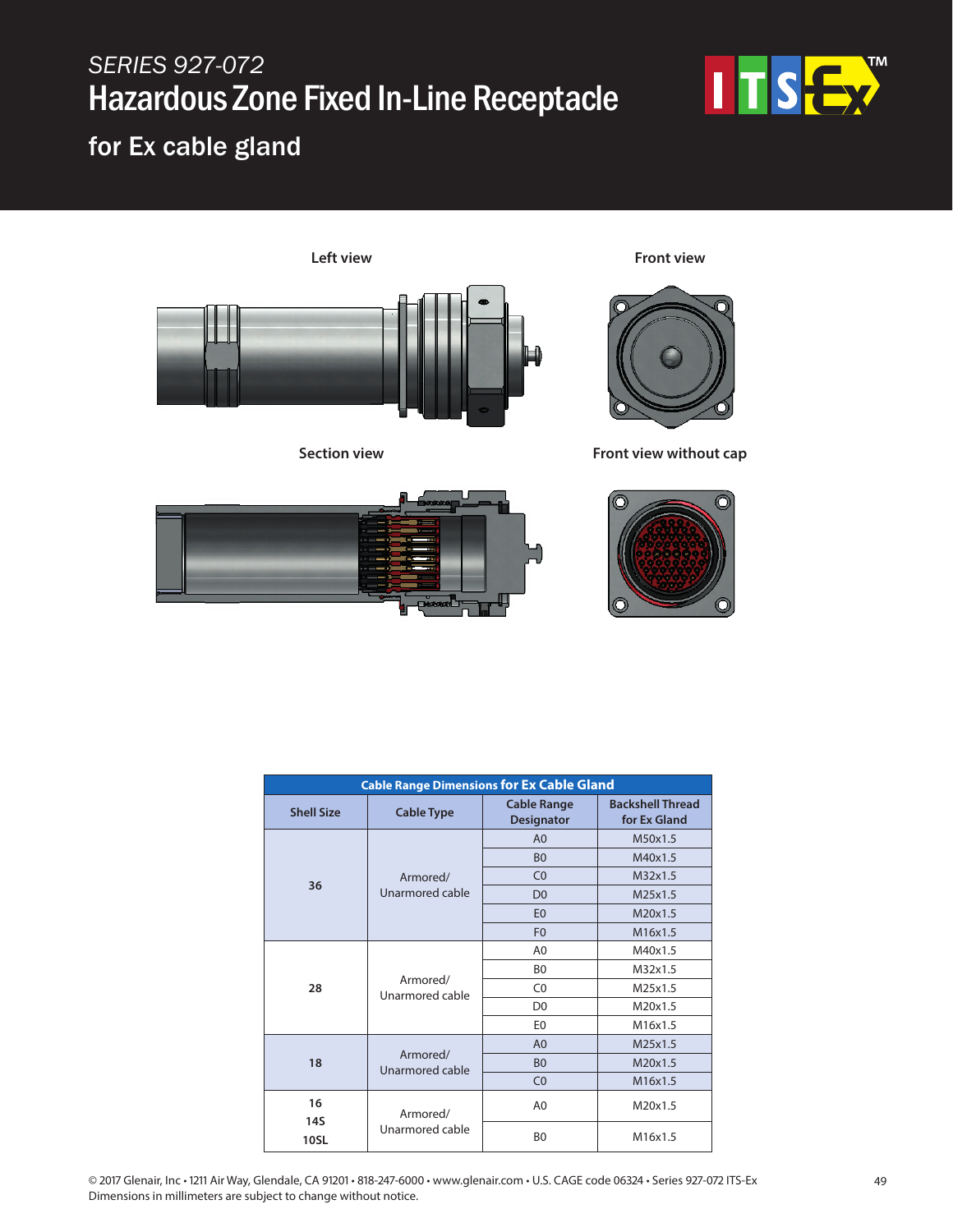# SERIES 927-072

# Hazardous Zone Fixed In-Line Receptacle

## for Ex cable gland

Left view

Front view

Section view

Front view without cap

| Cable Range Dimensions for Ex Cable Gland | | | |
|---|---|---|---|
| **Shell Size** | **Cable Type** | **Cable Range Designator** | **Backshell Thread for Ex Gland** |
| 36 | Armored/ Unarmored cable | A0 | M50x1.5 |
| | | B0 | M40x1.5 |
| | | C0 | M32x1.5 |
| | | D0 | M25x1.5 |
| | | E0 | M20x1.5 |
| | | F0 | M16x1.5 |
| 28 | Armored/ Unarmored cable | A0 | M40x1.5 |
| | | B0 | M32x1.5 |
| | | C0 | M25x1.5 |
| | | D0 | M20x1.5 |
| | | E0 | M16x1.5 |
| 18 | Armored/ Unarmored cable | A0 | M25x1.5 |
| | | B0 | M20x1.5 |
| | | C0 | M16x1.5 |
| 16 14S 10SL | Armored/ Unarmored cable | A0 | M20x1.5 |
| | | B0 | M16x1.5 |

© 2017 Glenair, Inc • 1211 Air Way, Glendale, CA 91201 • 818-247-6000 • www.glenair.com • U.S. CAGE code 06324 • Series 927-072 ITS-Ex
Dimensions in millimeters are subject to change without notice.